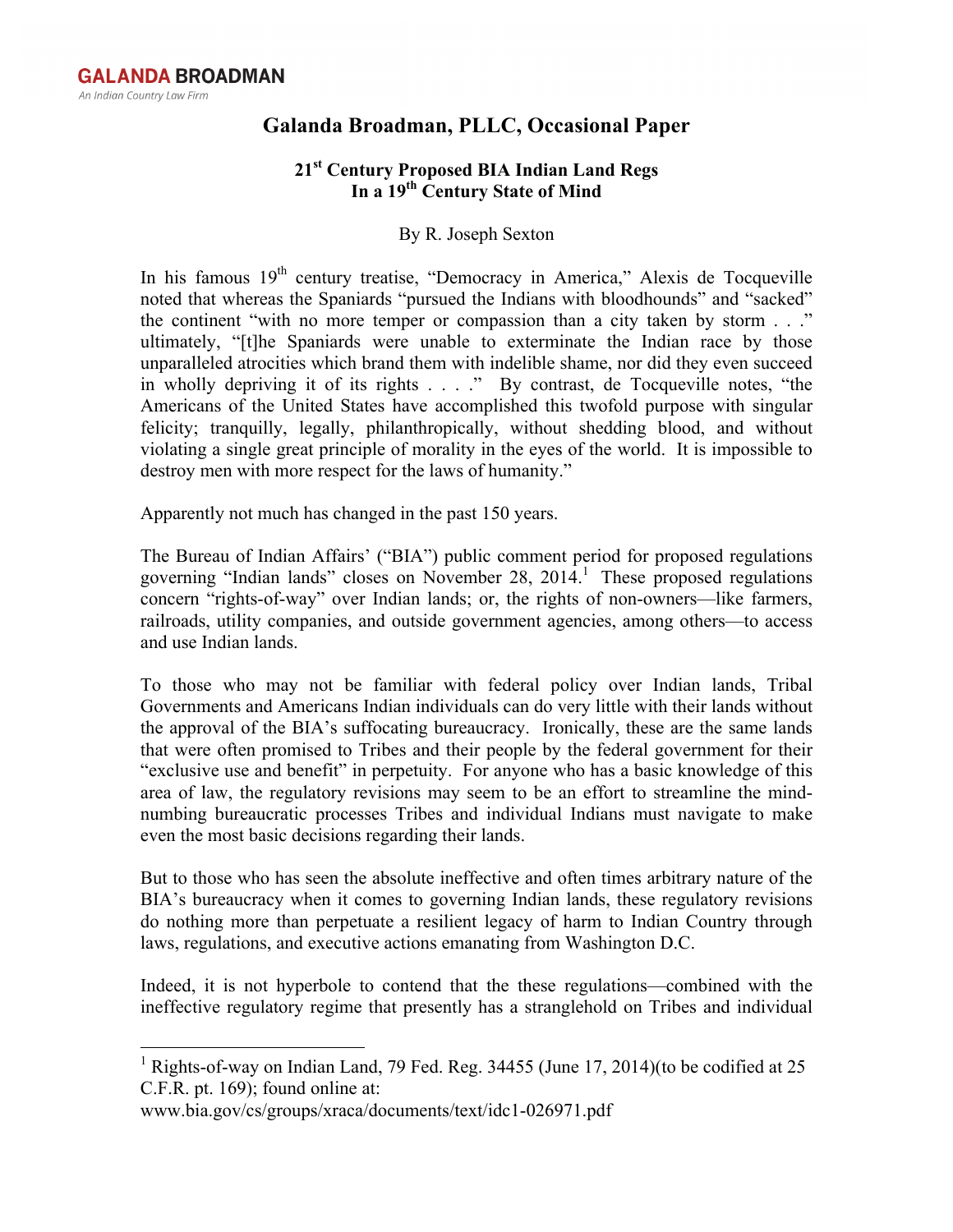**GALANDA BROADMAN**
*An Indian Country Law Firm*

# Galanda Broadman, PLLC, Occasional Paper

## 21st Century Proposed BIA Indian Land Regs In a 19th Century State of Mind

By R. Joseph Sexton

In his famous 19th century treatise, "Democracy in America," Alexis de Tocqueville noted that whereas the Spaniards "pursued the Indians with bloodhounds" and "sacked" the continent "with no more temper or compassion than a city taken by storm . . ." ultimately, "[t]he Spaniards were unable to exterminate the Indian race by those unparalleled atrocities which brand them with indelible shame, nor did they even succeed in wholly depriving it of its rights . . . ." By contrast, de Tocqueville notes, "the Americans of the United States have accomplished this twofold purpose with singular felicity; tranquilly, legally, philanthropically, without shedding blood, and without violating a single great principle of morality in the eyes of the world. It is impossible to destroy men with more respect for the laws of humanity."

Apparently not much has changed in the past 150 years.

The Bureau of Indian Affairs' ("BIA") public comment period for proposed regulations governing "Indian lands" closes on November 28, 2014.[1] These proposed regulations concern "rights-of-way" over Indian lands; or, the rights of non-owners—like farmers, railroads, utility companies, and outside government agencies, among others—to access and use Indian lands.

To those who may not be familiar with federal policy over Indian lands, Tribal Governments and Americans Indian individuals can do very little with their lands without the approval of the BIA's suffocating bureaucracy. Ironically, these are the same lands that were often promised to Tribes and their people by the federal government for their "exclusive use and benefit" in perpetuity. For anyone who has a basic knowledge of this area of law, the regulatory revisions may seem to be an effort to streamline the mind-numbing bureaucratic processes Tribes and individual Indians must navigate to make even the most basic decisions regarding their lands.

But to those who has seen the absolute ineffective and often times arbitrary nature of the BIA's bureaucracy when it comes to governing Indian lands, these regulatory revisions do nothing more than perpetuate a resilient legacy of harm to Indian Country through laws, regulations, and executive actions emanating from Washington D.C.

Indeed, it is not hyperbole to contend that the these regulations—combined with the ineffective regulatory regime that presently has a stranglehold on Tribes and individual

---

[1] Rights-of-way on Indian Land, 79 Fed. Reg. 34455 (June 17, 2014)(to be codified at 25 C.F.R. pt. 169); found online at: www.bia.gov/cs/groups/xraca/documents/text/idc1-026971.pdf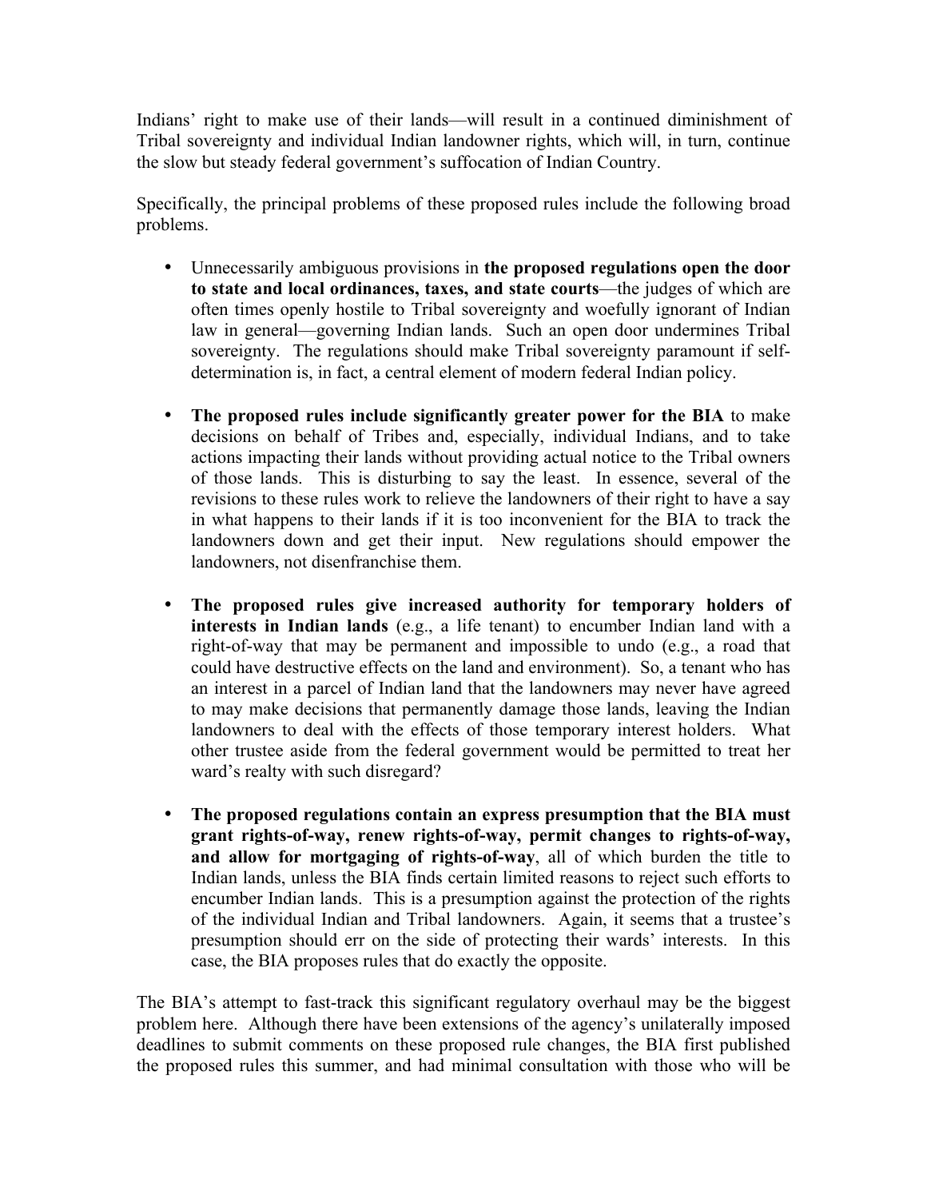Indians' right to make use of their lands—will result in a continued diminishment of Tribal sovereignty and individual Indian landowner rights, which will, in turn, continue the slow but steady federal government's suffocation of Indian Country.

Specifically, the principal problems of these proposed rules include the following broad problems.

- Unnecessarily ambiguous provisions in **the proposed regulations open the door to state and local ordinances, taxes, and state courts**—the judges of which are often times openly hostile to Tribal sovereignty and woefully ignorant of Indian law in general—governing Indian lands. Such an open door undermines Tribal sovereignty. The regulations should make Tribal sovereignty paramount if self-determination is, in fact, a central element of modern federal Indian policy.

- **The proposed rules include significantly greater power for the BIA** to make decisions on behalf of Tribes and, especially, individual Indians, and to take actions impacting their lands without providing actual notice to the Tribal owners of those lands. This is disturbing to say the least. In essence, several of the revisions to these rules work to relieve the landowners of their right to have a say in what happens to their lands if it is too inconvenient for the BIA to track the landowners down and get their input. New regulations should empower the landowners, not disenfranchise them.

- **The proposed rules give increased authority for temporary holders of interests in Indian lands** (e.g., a life tenant) to encumber Indian land with a right-of-way that may be permanent and impossible to undo (e.g., a road that could have destructive effects on the land and environment). So, a tenant who has an interest in a parcel of Indian land that the landowners may never have agreed to may make decisions that permanently damage those lands, leaving the Indian landowners to deal with the effects of those temporary interest holders. What other trustee aside from the federal government would be permitted to treat her ward's realty with such disregard?

- **The proposed regulations contain an express presumption that the BIA must grant rights-of-way, renew rights-of-way, permit changes to rights-of-way, and allow for mortgaging of rights-of-way**, all of which burden the title to Indian lands, unless the BIA finds certain limited reasons to reject such efforts to encumber Indian lands. This is a presumption against the protection of the rights of the individual Indian and Tribal landowners. Again, it seems that a trustee's presumption should err on the side of protecting their wards' interests. In this case, the BIA proposes rules that do exactly the opposite.

The BIA's attempt to fast-track this significant regulatory overhaul may be the biggest problem here. Although there have been extensions of the agency's unilaterally imposed deadlines to submit comments on these proposed rule changes, the BIA first published the proposed rules this summer, and had minimal consultation with those who will be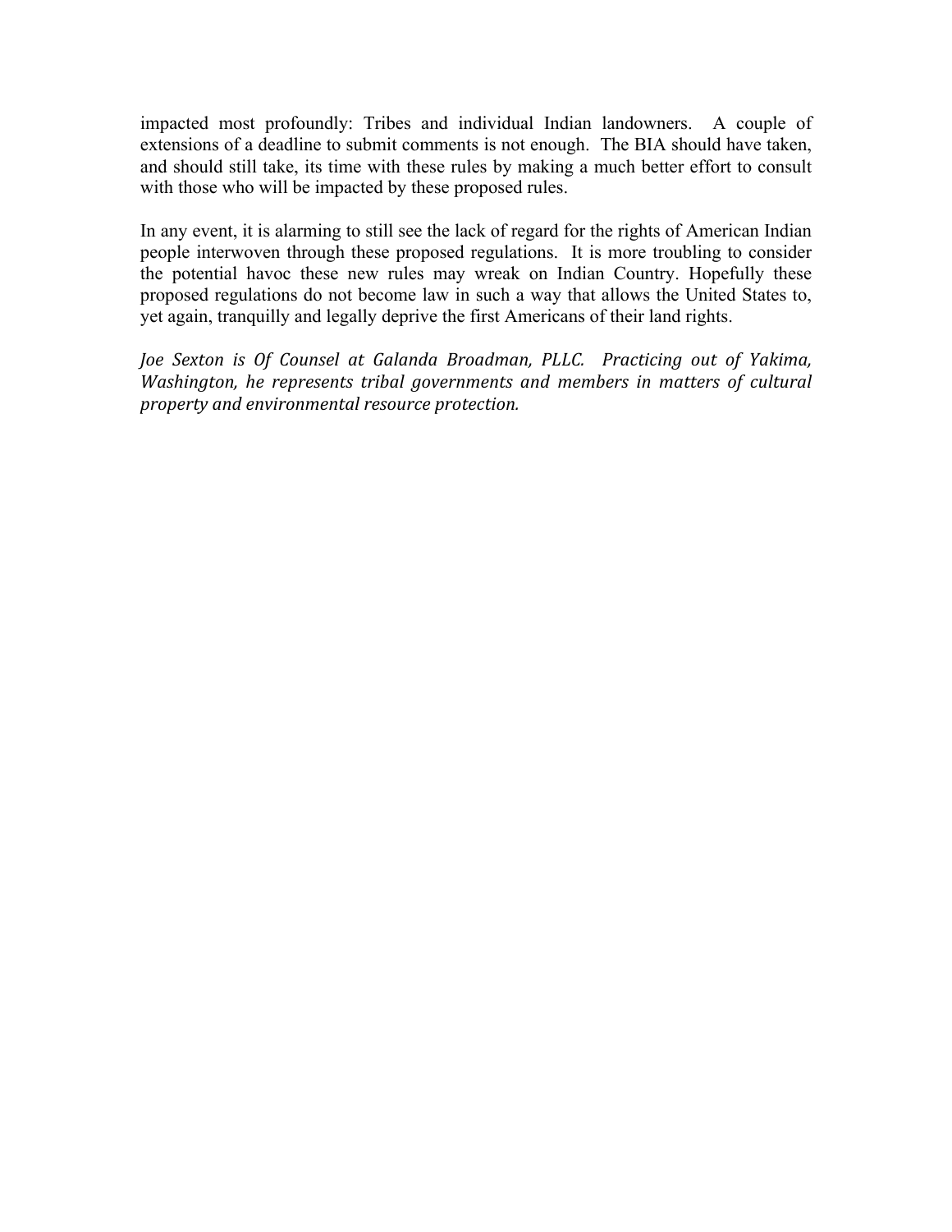impacted most profoundly: Tribes and individual Indian landowners. A couple of extensions of a deadline to submit comments is not enough. The BIA should have taken, and should still take, its time with these rules by making a much better effort to consult with those who will be impacted by these proposed rules.

In any event, it is alarming to still see the lack of regard for the rights of American Indian people interwoven through these proposed regulations. It is more troubling to consider the potential havoc these new rules may wreak on Indian Country. Hopefully these proposed regulations do not become law in such a way that allows the United States to, yet again, tranquilly and legally deprive the first Americans of their land rights.

*Joe Sexton is Of Counsel at Galanda Broadman, PLLC. Practicing out of Yakima, Washington, he represents tribal governments and members in matters of cultural property and environmental resource protection.*